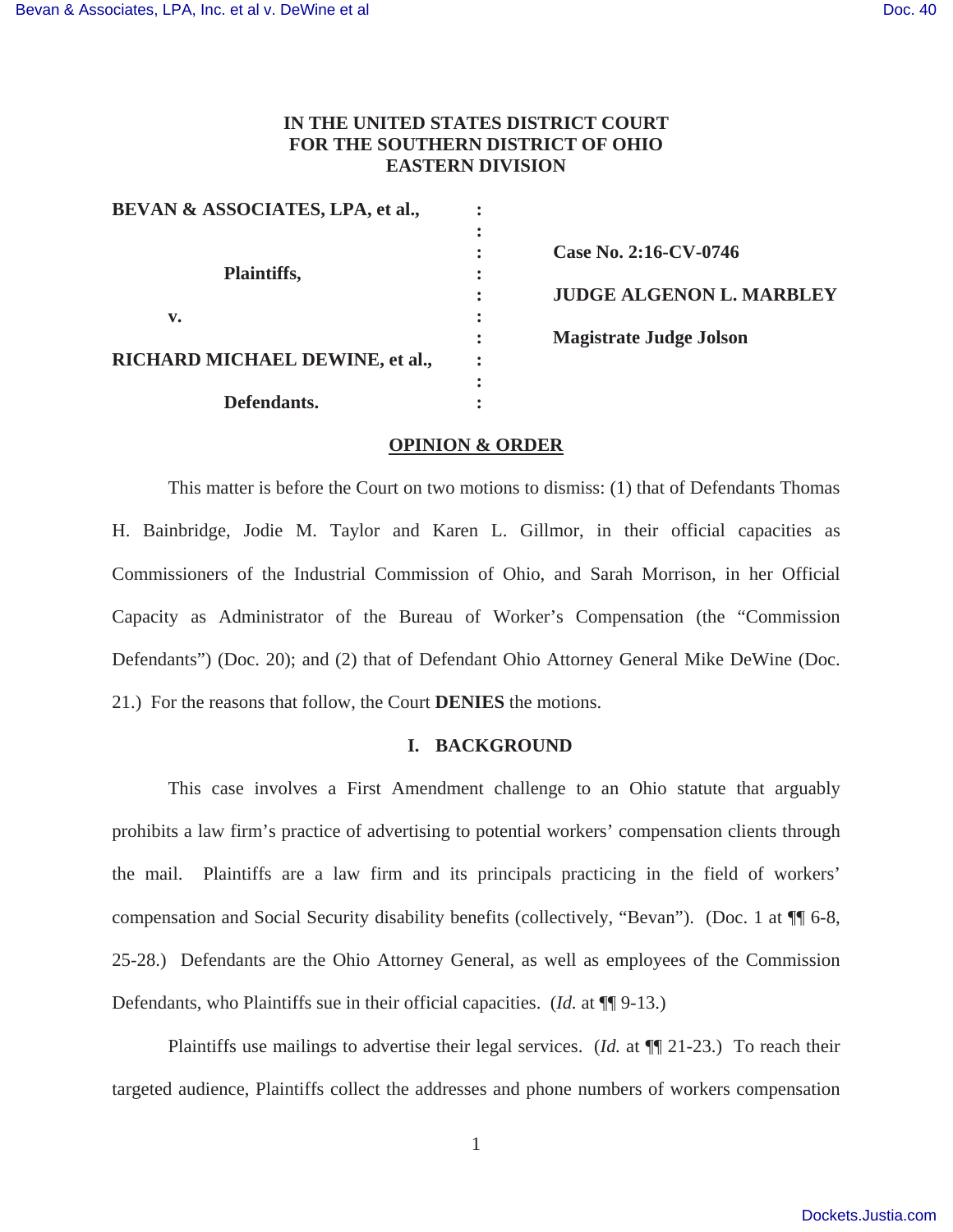**IN THE UNITED STATES DISTRICT COURT**
**FOR THE SOUTHERN DISTRICT OF OHIO**
**EASTERN DIVISION**

| | | |
|---|---|---|
| **BEVAN & ASSOCIATES, LPA, et al.,** | : | |
| | : | **Case No. 2:16-CV-0746** |
| **Plaintiffs,** | : | |
| | : | **JUDGE ALGENON L. MARBLEY** |
| **v.** | : | |
| | : | **Magistrate Judge Jolson** |
| **RICHARD MICHAEL DEWINE, et al.,** | : | |
| | : | |
| **Defendants.** | : | |

## OPINION & ORDER

This matter is before the Court on two motions to dismiss: (1) that of Defendants Thomas H. Bainbridge, Jodie M. Taylor and Karen L. Gillmor, in their official capacities as Commissioners of the Industrial Commission of Ohio, and Sarah Morrison, in her Official Capacity as Administrator of the Bureau of Worker's Compensation (the "Commission Defendants") (Doc. 20); and (2) that of Defendant Ohio Attorney General Mike DeWine (Doc. 21.) For the reasons that follow, the Court **DENIES** the motions.

### I. BACKGROUND

This case involves a First Amendment challenge to an Ohio statute that arguably prohibits a law firm's practice of advertising to potential workers' compensation clients through the mail. Plaintiffs are a law firm and its principals practicing in the field of workers' compensation and Social Security disability benefits (collectively, "Bevan"). (Doc. 1 at ¶¶ 6-8, 25-28.) Defendants are the Ohio Attorney General, as well as employees of the Commission Defendants, who Plaintiffs sue in their official capacities. (*Id.* at ¶¶ 9-13.)

Plaintiffs use mailings to advertise their legal services. (*Id.* at ¶¶ 21-23.) To reach their targeted audience, Plaintiffs collect the addresses and phone numbers of workers compensation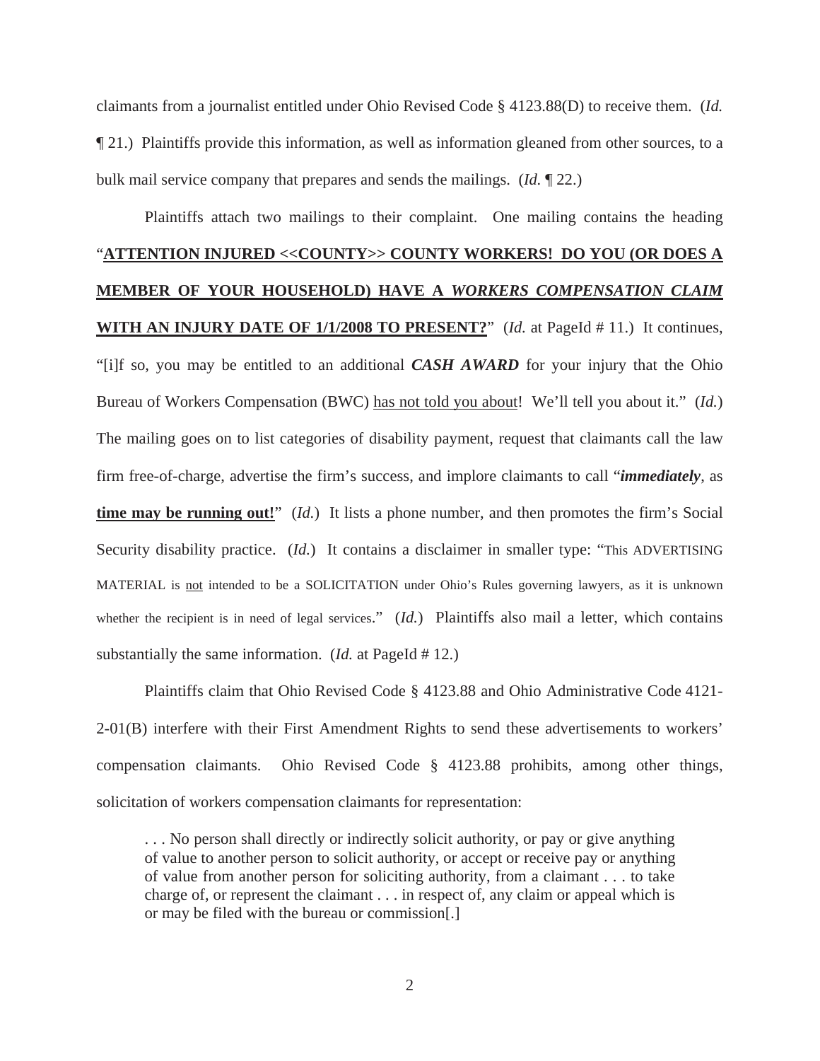claimants from a journalist entitled under Ohio Revised Code § 4123.88(D) to receive them. (*Id.* ¶ 21.) Plaintiffs provide this information, as well as information gleaned from other sources, to a bulk mail service company that prepares and sends the mailings. (*Id.* ¶ 22.)

Plaintiffs attach two mailings to their complaint. One mailing contains the heading "**ATTENTION INJURED <<COUNTY>> COUNTY WORKERS! DO YOU (OR DOES A MEMBER OF YOUR HOUSEHOLD) HAVE A *WORKERS COMPENSATION CLAIM* WITH AN INJURY DATE OF 1/1/2008 TO PRESENT?**" (*Id.* at PageId # 11.) It continues, "[i]f so, you may be entitled to an additional ***CASH AWARD*** for your injury that the Ohio Bureau of Workers Compensation (BWC) has not told you about! We'll tell you about it." (*Id.*) The mailing goes on to list categories of disability payment, request that claimants call the law firm free-of-charge, advertise the firm's success, and implore claimants to call "***immediately***, as **time may be running out!**" (*Id.*) It lists a phone number, and then promotes the firm's Social Security disability practice. (*Id.*) It contains a disclaimer in smaller type: "This ADVERTISING MATERIAL is not intended to be a SOLICITATION under Ohio's Rules governing lawyers, as it is unknown whether the recipient is in need of legal services." (*Id.*) Plaintiffs also mail a letter, which contains substantially the same information. (*Id.* at PageId # 12.)

Plaintiffs claim that Ohio Revised Code § 4123.88 and Ohio Administrative Code 4121-2-01(B) interfere with their First Amendment Rights to send these advertisements to workers' compensation claimants. Ohio Revised Code § 4123.88 prohibits, among other things, solicitation of workers compensation claimants for representation:

> . . . No person shall directly or indirectly solicit authority, or pay or give anything of value to another person to solicit authority, or accept or receive pay or anything of value from another person for soliciting authority, from a claimant . . . to take charge of, or represent the claimant . . . in respect of, any claim or appeal which is or may be filed with the bureau or commission[.]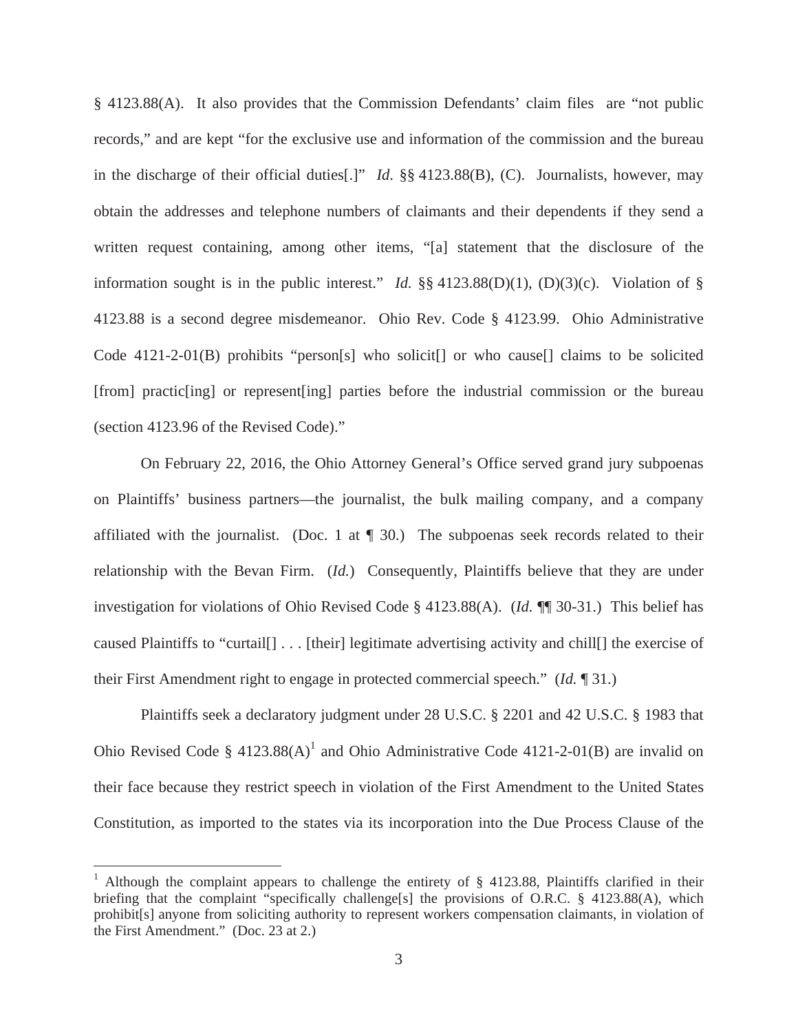§ 4123.88(A). It also provides that the Commission Defendants' claim files are "not public records," and are kept "for the exclusive use and information of the commission and the bureau in the discharge of their official duties[.]" *Id.* §§ 4123.88(B), (C). Journalists, however, may obtain the addresses and telephone numbers of claimants and their dependents if they send a written request containing, among other items, "[a] statement that the disclosure of the information sought is in the public interest." *Id.* §§ 4123.88(D)(1), (D)(3)(c). Violation of § 4123.88 is a second degree misdemeanor. Ohio Rev. Code § 4123.99. Ohio Administrative Code 4121-2-01(B) prohibits "person[s] who solicit[] or who cause[] claims to be solicited [from] practic[ing] or represent[ing] parties before the industrial commission or the bureau (section 4123.96 of the Revised Code)."

On February 22, 2016, the Ohio Attorney General's Office served grand jury subpoenas on Plaintiffs' business partners—the journalist, the bulk mailing company, and a company affiliated with the journalist. (Doc. 1 at ¶ 30.) The subpoenas seek records related to their relationship with the Bevan Firm. (*Id.*) Consequently, Plaintiffs believe that they are under investigation for violations of Ohio Revised Code § 4123.88(A). (*Id.* ¶¶ 30-31.) This belief has caused Plaintiffs to "curtail[] . . . [their] legitimate advertising activity and chill[] the exercise of their First Amendment right to engage in protected commercial speech." (*Id.* ¶ 31.)

Plaintiffs seek a declaratory judgment under 28 U.S.C. § 2201 and 42 U.S.C. § 1983 that Ohio Revised Code § 4123.88(A)[1] and Ohio Administrative Code 4121-2-01(B) are invalid on their face because they restrict speech in violation of the First Amendment to the United States Constitution, as imported to the states via its incorporation into the Due Process Clause of the

---

[1] Although the complaint appears to challenge the entirety of § 4123.88, Plaintiffs clarified in their briefing that the complaint "specifically challenge[s] the provisions of O.R.C. § 4123.88(A), which prohibit[s] anyone from soliciting authority to represent workers compensation claimants, in violation of the First Amendment." (Doc. 23 at 2.)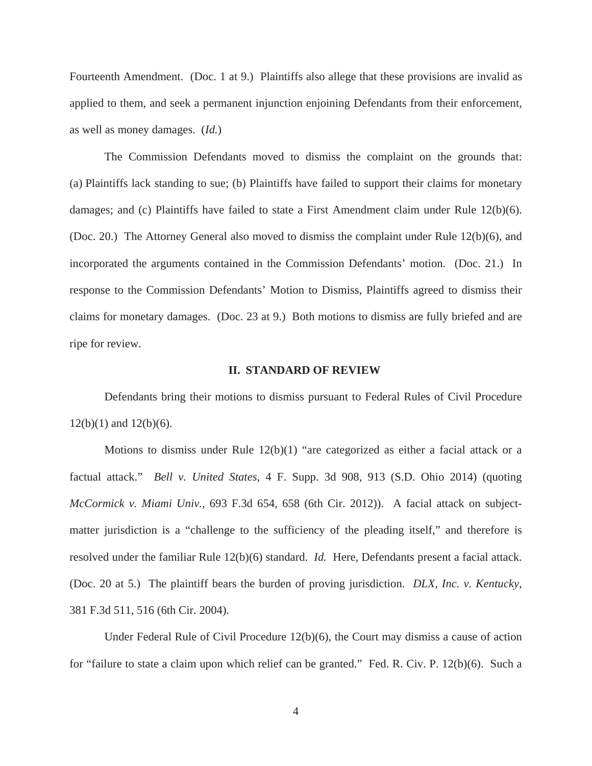Fourteenth Amendment. (Doc. 1 at 9.) Plaintiffs also allege that these provisions are invalid as applied to them, and seek a permanent injunction enjoining Defendants from their enforcement, as well as money damages. (*Id.*)

The Commission Defendants moved to dismiss the complaint on the grounds that: (a) Plaintiffs lack standing to sue; (b) Plaintiffs have failed to support their claims for monetary damages; and (c) Plaintiffs have failed to state a First Amendment claim under Rule 12(b)(6). (Doc. 20.) The Attorney General also moved to dismiss the complaint under Rule 12(b)(6), and incorporated the arguments contained in the Commission Defendants' motion. (Doc. 21.) In response to the Commission Defendants' Motion to Dismiss, Plaintiffs agreed to dismiss their claims for monetary damages. (Doc. 23 at 9.) Both motions to dismiss are fully briefed and are ripe for review.

## II. STANDARD OF REVIEW

Defendants bring their motions to dismiss pursuant to Federal Rules of Civil Procedure 12(b)(1) and 12(b)(6).

Motions to dismiss under Rule 12(b)(1) "are categorized as either a facial attack or a factual attack." *Bell v. United States*, 4 F. Supp. 3d 908, 913 (S.D. Ohio 2014) (quoting *McCormick v. Miami Univ.*, 693 F.3d 654, 658 (6th Cir. 2012)). A facial attack on subject-matter jurisdiction is a "challenge to the sufficiency of the pleading itself," and therefore is resolved under the familiar Rule 12(b)(6) standard. *Id.* Here, Defendants present a facial attack. (Doc. 20 at 5.) The plaintiff bears the burden of proving jurisdiction. *DLX, Inc. v. Kentucky*, 381 F.3d 511, 516 (6th Cir. 2004).

Under Federal Rule of Civil Procedure 12(b)(6), the Court may dismiss a cause of action for "failure to state a claim upon which relief can be granted." Fed. R. Civ. P. 12(b)(6). Such a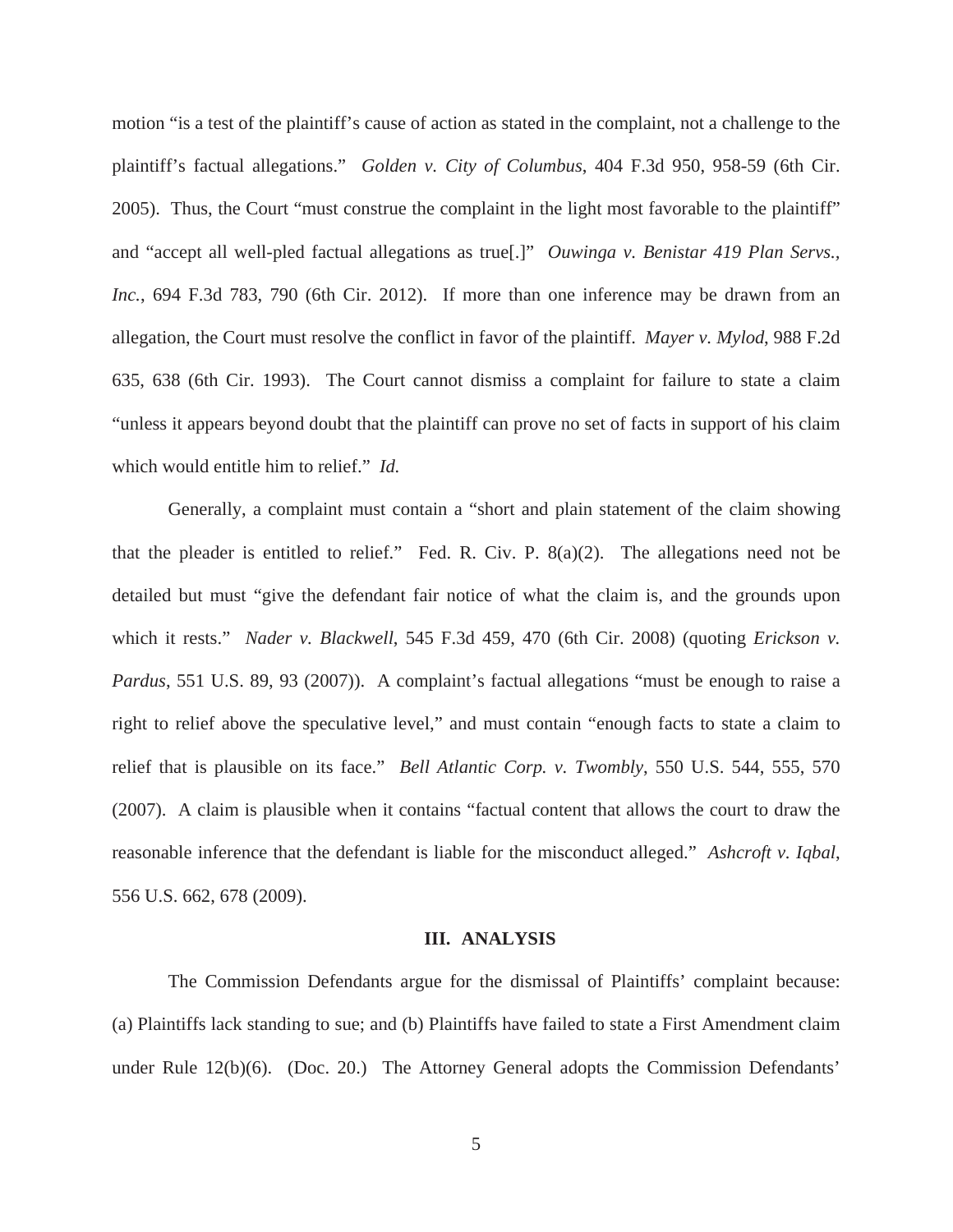motion "is a test of the plaintiff's cause of action as stated in the complaint, not a challenge to the plaintiff's factual allegations." *Golden v. City of Columbus*, 404 F.3d 950, 958-59 (6th Cir. 2005). Thus, the Court "must construe the complaint in the light most favorable to the plaintiff" and "accept all well-pled factual allegations as true[.]" *Ouwinga v. Benistar 419 Plan Servs., Inc.*, 694 F.3d 783, 790 (6th Cir. 2012). If more than one inference may be drawn from an allegation, the Court must resolve the conflict in favor of the plaintiff. *Mayer v. Mylod*, 988 F.2d 635, 638 (6th Cir. 1993). The Court cannot dismiss a complaint for failure to state a claim "unless it appears beyond doubt that the plaintiff can prove no set of facts in support of his claim which would entitle him to relief." *Id.*

Generally, a complaint must contain a "short and plain statement of the claim showing that the pleader is entitled to relief." Fed. R. Civ. P. 8(a)(2). The allegations need not be detailed but must "give the defendant fair notice of what the claim is, and the grounds upon which it rests." *Nader v. Blackwell*, 545 F.3d 459, 470 (6th Cir. 2008) (quoting *Erickson v. Pardus*, 551 U.S. 89, 93 (2007)). A complaint's factual allegations "must be enough to raise a right to relief above the speculative level," and must contain "enough facts to state a claim to relief that is plausible on its face." *Bell Atlantic Corp. v. Twombly*, 550 U.S. 544, 555, 570 (2007). A claim is plausible when it contains "factual content that allows the court to draw the reasonable inference that the defendant is liable for the misconduct alleged." *Ashcroft v. Iqbal*, 556 U.S. 662, 678 (2009).

## III. ANALYSIS

The Commission Defendants argue for the dismissal of Plaintiffs' complaint because: (a) Plaintiffs lack standing to sue; and (b) Plaintiffs have failed to state a First Amendment claim under Rule 12(b)(6). (Doc. 20.) The Attorney General adopts the Commission Defendants'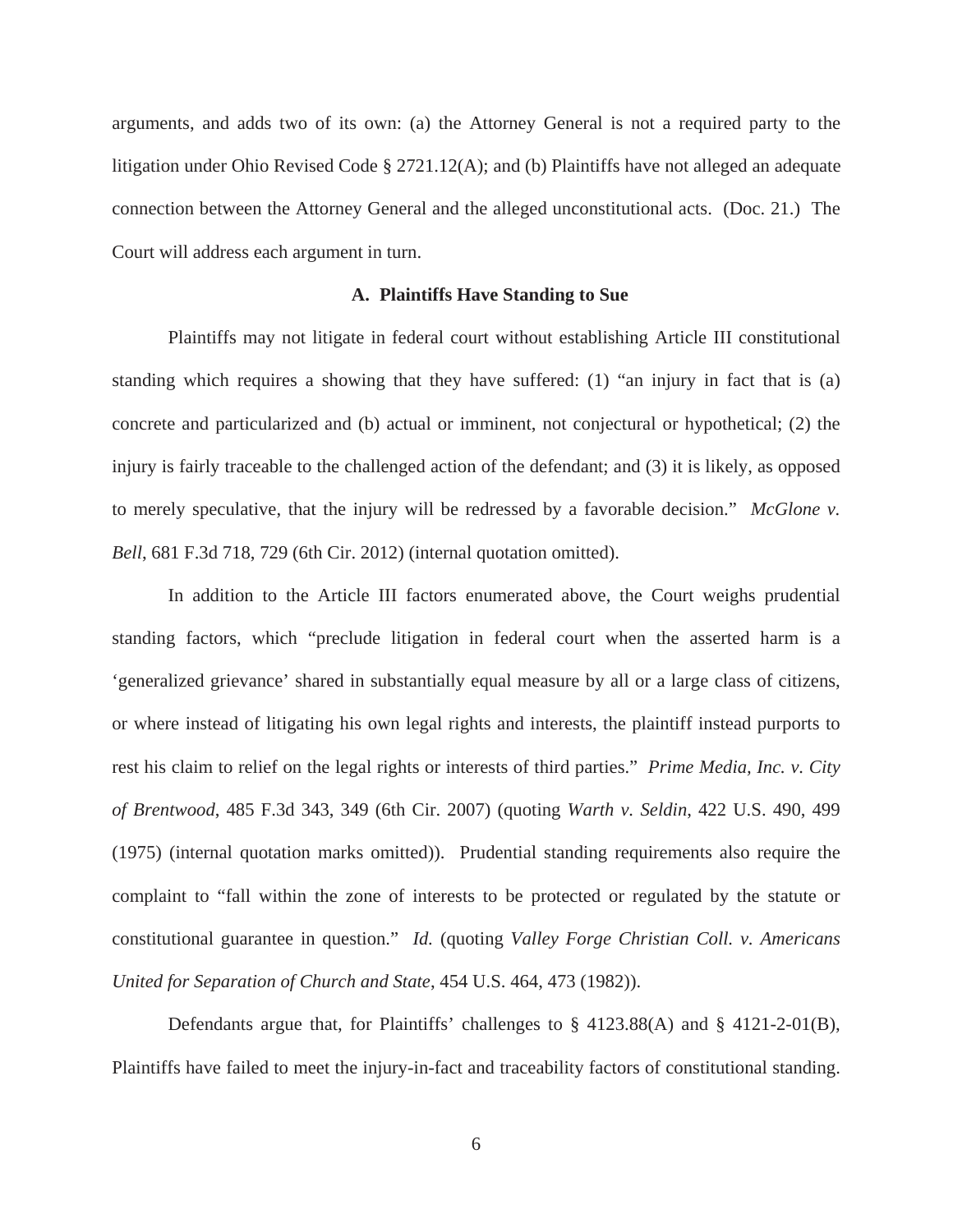arguments, and adds two of its own: (a) the Attorney General is not a required party to the litigation under Ohio Revised Code § 2721.12(A); and (b) Plaintiffs have not alleged an adequate connection between the Attorney General and the alleged unconstitutional acts. (Doc. 21.) The Court will address each argument in turn.

### A. Plaintiffs Have Standing to Sue

Plaintiffs may not litigate in federal court without establishing Article III constitutional standing which requires a showing that they have suffered: (1) "an injury in fact that is (a) concrete and particularized and (b) actual or imminent, not conjectural or hypothetical; (2) the injury is fairly traceable to the challenged action of the defendant; and (3) it is likely, as opposed to merely speculative, that the injury will be redressed by a favorable decision." *McGlone v. Bell*, 681 F.3d 718, 729 (6th Cir. 2012) (internal quotation omitted).

In addition to the Article III factors enumerated above, the Court weighs prudential standing factors, which "preclude litigation in federal court when the asserted harm is a 'generalized grievance' shared in substantially equal measure by all or a large class of citizens, or where instead of litigating his own legal rights and interests, the plaintiff instead purports to rest his claim to relief on the legal rights or interests of third parties." *Prime Media, Inc. v. City of Brentwood*, 485 F.3d 343, 349 (6th Cir. 2007) (quoting *Warth v. Seldin*, 422 U.S. 490, 499 (1975) (internal quotation marks omitted)). Prudential standing requirements also require the complaint to "fall within the zone of interests to be protected or regulated by the statute or constitutional guarantee in question." *Id.* (quoting *Valley Forge Christian Coll. v. Americans United for Separation of Church and State*, 454 U.S. 464, 473 (1982)).

Defendants argue that, for Plaintiffs' challenges to § 4123.88(A) and § 4121-2-01(B), Plaintiffs have failed to meet the injury-in-fact and traceability factors of constitutional standing.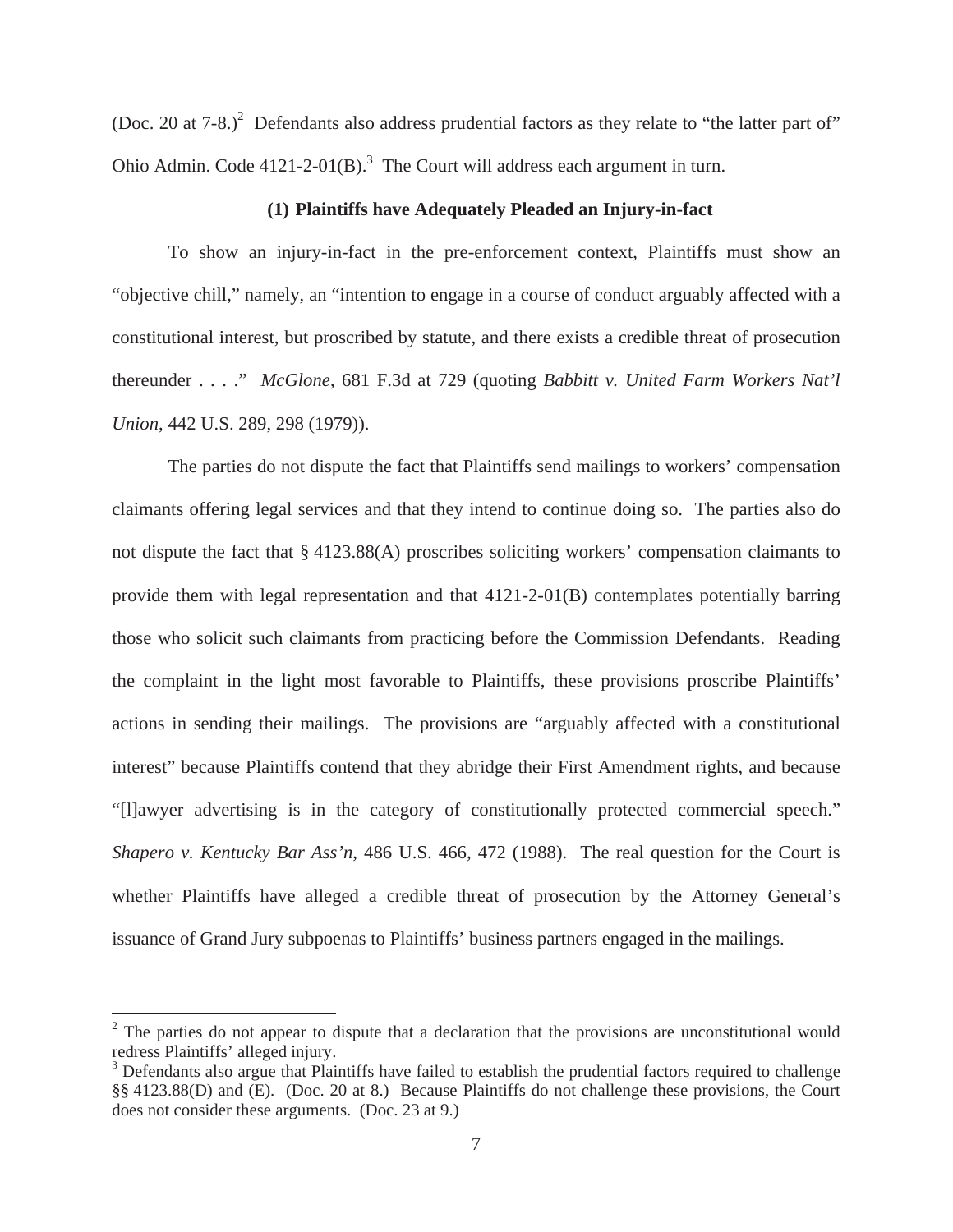(Doc. 20 at 7-8.)[2] Defendants also address prudential factors as they relate to "the latter part of" Ohio Admin. Code 4121-2-01(B).[3] The Court will address each argument in turn.

### (1) Plaintiffs have Adequately Pleaded an Injury-in-fact

To show an injury-in-fact in the pre-enforcement context, Plaintiffs must show an "objective chill," namely, an "intention to engage in a course of conduct arguably affected with a constitutional interest, but proscribed by statute, and there exists a credible threat of prosecution thereunder . . . ." *McGlone*, 681 F.3d at 729 (quoting *Babbitt v. United Farm Workers Nat'l Union*, 442 U.S. 289, 298 (1979)).

The parties do not dispute the fact that Plaintiffs send mailings to workers' compensation claimants offering legal services and that they intend to continue doing so. The parties also do not dispute the fact that § 4123.88(A) proscribes soliciting workers' compensation claimants to provide them with legal representation and that 4121-2-01(B) contemplates potentially barring those who solicit such claimants from practicing before the Commission Defendants. Reading the complaint in the light most favorable to Plaintiffs, these provisions proscribe Plaintiffs' actions in sending their mailings. The provisions are "arguably affected with a constitutional interest" because Plaintiffs contend that they abridge their First Amendment rights, and because "[l]awyer advertising is in the category of constitutionally protected commercial speech." *Shapero v. Kentucky Bar Ass'n*, 486 U.S. 466, 472 (1988). The real question for the Court is whether Plaintiffs have alleged a credible threat of prosecution by the Attorney General's issuance of Grand Jury subpoenas to Plaintiffs' business partners engaged in the mailings.

---

[2] The parties do not appear to dispute that a declaration that the provisions are unconstitutional would redress Plaintiffs' alleged injury.

[3] Defendants also argue that Plaintiffs have failed to establish the prudential factors required to challenge §§ 4123.88(D) and (E). (Doc. 20 at 8.) Because Plaintiffs do not challenge these provisions, the Court does not consider these arguments. (Doc. 23 at 9.)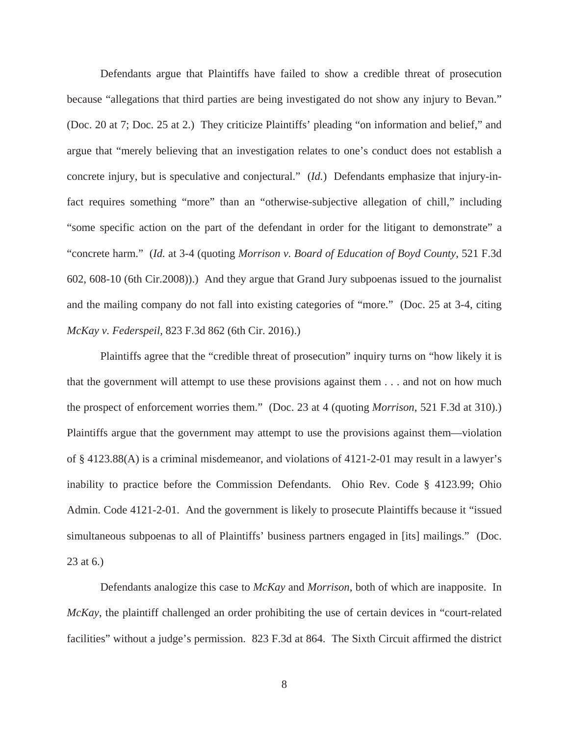Defendants argue that Plaintiffs have failed to show a credible threat of prosecution because "allegations that third parties are being investigated do not show any injury to Bevan." (Doc. 20 at 7; Doc. 25 at 2.) They criticize Plaintiffs' pleading "on information and belief," and argue that "merely believing that an investigation relates to one's conduct does not establish a concrete injury, but is speculative and conjectural." (*Id.*) Defendants emphasize that injury-in-fact requires something "more" than an "otherwise-subjective allegation of chill," including "some specific action on the part of the defendant in order for the litigant to demonstrate" a "concrete harm." (*Id.* at 3-4 (quoting *Morrison v. Board of Education of Boyd County*, 521 F.3d 602, 608-10 (6th Cir.2008)).) And they argue that Grand Jury subpoenas issued to the journalist and the mailing company do not fall into existing categories of "more." (Doc. 25 at 3-4, citing *McKay v. Federspeil*, 823 F.3d 862 (6th Cir. 2016).)

Plaintiffs agree that the "credible threat of prosecution" inquiry turns on "how likely it is that the government will attempt to use these provisions against them . . . and not on how much the prospect of enforcement worries them." (Doc. 23 at 4 (quoting *Morrison*, 521 F.3d at 310).) Plaintiffs argue that the government may attempt to use the provisions against them—violation of § 4123.88(A) is a criminal misdemeanor, and violations of 4121-2-01 may result in a lawyer's inability to practice before the Commission Defendants. Ohio Rev. Code § 4123.99; Ohio Admin. Code 4121-2-01. And the government is likely to prosecute Plaintiffs because it "issued simultaneous subpoenas to all of Plaintiffs' business partners engaged in [its] mailings." (Doc. 23 at 6.)

Defendants analogize this case to *McKay* and *Morrison*, both of which are inapposite. In *McKay*, the plaintiff challenged an order prohibiting the use of certain devices in "court-related facilities" without a judge's permission. 823 F.3d at 864. The Sixth Circuit affirmed the district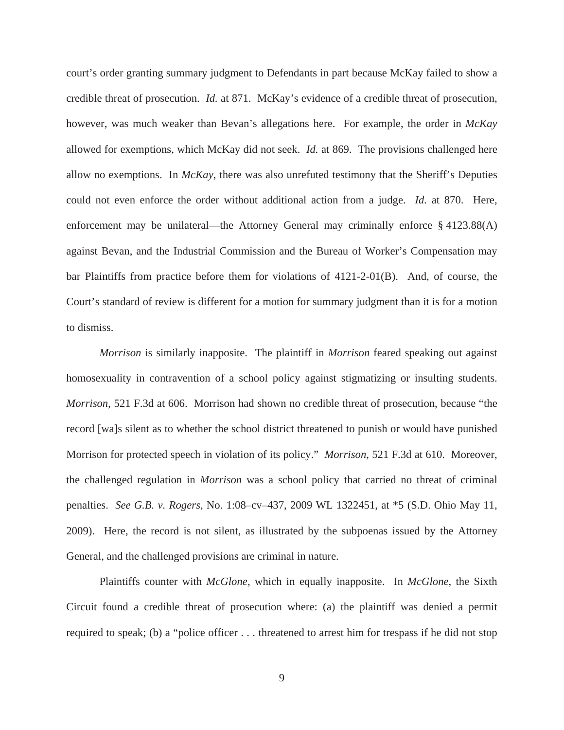court's order granting summary judgment to Defendants in part because McKay failed to show a credible threat of prosecution. *Id.* at 871. McKay's evidence of a credible threat of prosecution, however, was much weaker than Bevan's allegations here. For example, the order in *McKay* allowed for exemptions, which McKay did not seek. *Id.* at 869. The provisions challenged here allow no exemptions. In *McKay*, there was also unrefuted testimony that the Sheriff's Deputies could not even enforce the order without additional action from a judge. *Id.* at 870. Here, enforcement may be unilateral—the Attorney General may criminally enforce § 4123.88(A) against Bevan, and the Industrial Commission and the Bureau of Worker's Compensation may bar Plaintiffs from practice before them for violations of 4121-2-01(B). And, of course, the Court's standard of review is different for a motion for summary judgment than it is for a motion to dismiss.

*Morrison* is similarly inapposite. The plaintiff in *Morrison* feared speaking out against homosexuality in contravention of a school policy against stigmatizing or insulting students. *Morrison*, 521 F.3d at 606. Morrison had shown no credible threat of prosecution, because "the record [wa]s silent as to whether the school district threatened to punish or would have punished Morrison for protected speech in violation of its policy." *Morrison*, 521 F.3d at 610. Moreover, the challenged regulation in *Morrison* was a school policy that carried no threat of criminal penalties. *See G.B. v. Rogers*, No. 1:08–cv–437, 2009 WL 1322451, at *5 (S.D. Ohio May 11, 2009). Here, the record is not silent, as illustrated by the subpoenas issued by the Attorney General, and the challenged provisions are criminal in nature.

Plaintiffs counter with *McGlone*, which in equally inapposite. In *McGlone*, the Sixth Circuit found a credible threat of prosecution where: (a) the plaintiff was denied a permit required to speak; (b) a "police officer . . . threatened to arrest him for trespass if he did not stop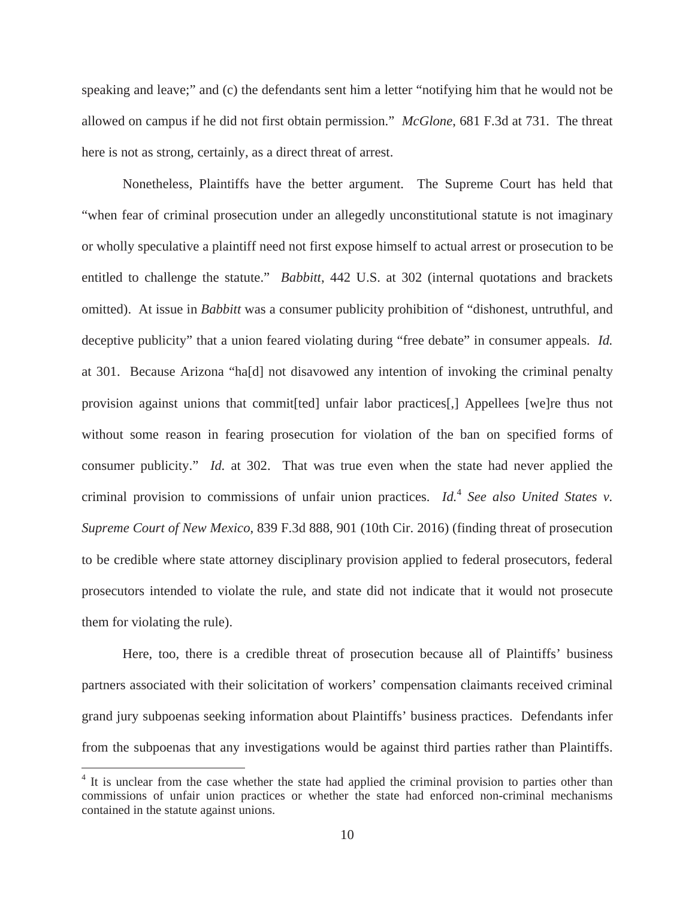speaking and leave;" and (c) the defendants sent him a letter "notifying him that he would not be allowed on campus if he did not first obtain permission." *McGlone*, 681 F.3d at 731. The threat here is not as strong, certainly, as a direct threat of arrest.

Nonetheless, Plaintiffs have the better argument. The Supreme Court has held that "when fear of criminal prosecution under an allegedly unconstitutional statute is not imaginary or wholly speculative a plaintiff need not first expose himself to actual arrest or prosecution to be entitled to challenge the statute." *Babbitt*, 442 U.S. at 302 (internal quotations and brackets omitted). At issue in *Babbitt* was a consumer publicity prohibition of "dishonest, untruthful, and deceptive publicity" that a union feared violating during "free debate" in consumer appeals. *Id.* at 301. Because Arizona "ha[d] not disavowed any intention of invoking the criminal penalty provision against unions that commit[ted] unfair labor practices[,] Appellees [we]re thus not without some reason in fearing prosecution for violation of the ban on specified forms of consumer publicity." *Id.* at 302. That was true even when the state had never applied the criminal provision to commissions of unfair union practices. *Id.*[4] *See also United States v. Supreme Court of New Mexico*, 839 F.3d 888, 901 (10th Cir. 2016) (finding threat of prosecution to be credible where state attorney disciplinary provision applied to federal prosecutors, federal prosecutors intended to violate the rule, and state did not indicate that it would not prosecute them for violating the rule).

Here, too, there is a credible threat of prosecution because all of Plaintiffs' business partners associated with their solicitation of workers' compensation claimants received criminal grand jury subpoenas seeking information about Plaintiffs' business practices. Defendants infer from the subpoenas that any investigations would be against third parties rather than Plaintiffs.

[4] It is unclear from the case whether the state had applied the criminal provision to parties other than commissions of unfair union practices or whether the state had enforced non-criminal mechanisms contained in the statute against unions.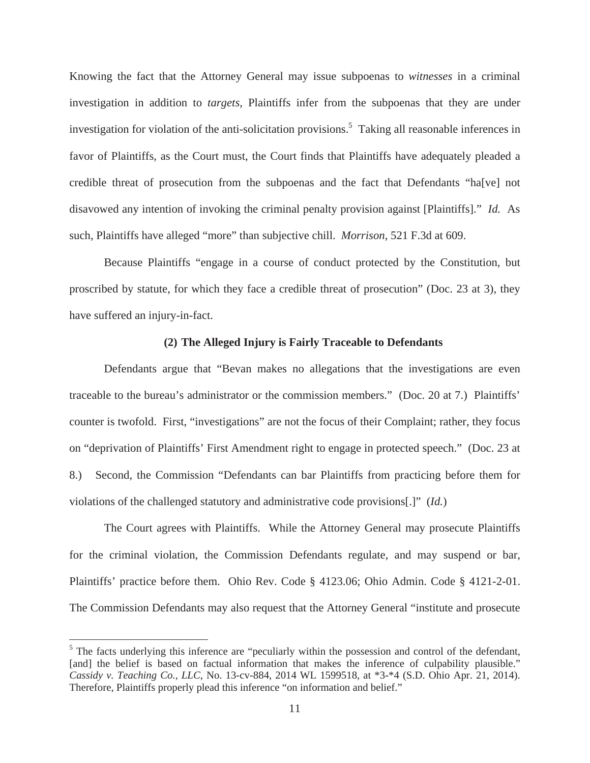Knowing the fact that the Attorney General may issue subpoenas to *witnesses* in a criminal investigation in addition to *targets*, Plaintiffs infer from the subpoenas that they are under investigation for violation of the anti-solicitation provisions.[5] Taking all reasonable inferences in favor of Plaintiffs, as the Court must, the Court finds that Plaintiffs have adequately pleaded a credible threat of prosecution from the subpoenas and the fact that Defendants "ha[ve] not disavowed any intention of invoking the criminal penalty provision against [Plaintiffs]." *Id.* As such, Plaintiffs have alleged "more" than subjective chill. *Morrison*, 521 F.3d at 609.

Because Plaintiffs "engage in a course of conduct protected by the Constitution, but proscribed by statute, for which they face a credible threat of prosecution" (Doc. 23 at 3), they have suffered an injury-in-fact.

**(2) The Alleged Injury is Fairly Traceable to Defendants**

Defendants argue that "Bevan makes no allegations that the investigations are even traceable to the bureau's administrator or the commission members." (Doc. 20 at 7.) Plaintiffs' counter is twofold. First, "investigations" are not the focus of their Complaint; rather, they focus on "deprivation of Plaintiffs' First Amendment right to engage in protected speech." (Doc. 23 at 8.) Second, the Commission "Defendants can bar Plaintiffs from practicing before them for violations of the challenged statutory and administrative code provisions[.]" (*Id.*)

The Court agrees with Plaintiffs. While the Attorney General may prosecute Plaintiffs for the criminal violation, the Commission Defendants regulate, and may suspend or bar, Plaintiffs' practice before them. Ohio Rev. Code § 4123.06; Ohio Admin. Code § 4121-2-01. The Commission Defendants may also request that the Attorney General "institute and prosecute

---

[5] The facts underlying this inference are "peculiarly within the possession and control of the defendant, [and] the belief is based on factual information that makes the inference of culpability plausible." *Cassidy v. Teaching Co., LLC*, No. 13-cv-884, 2014 WL 1599518, at *3-*4 (S.D. Ohio Apr. 21, 2014). Therefore, Plaintiffs properly plead this inference "on information and belief."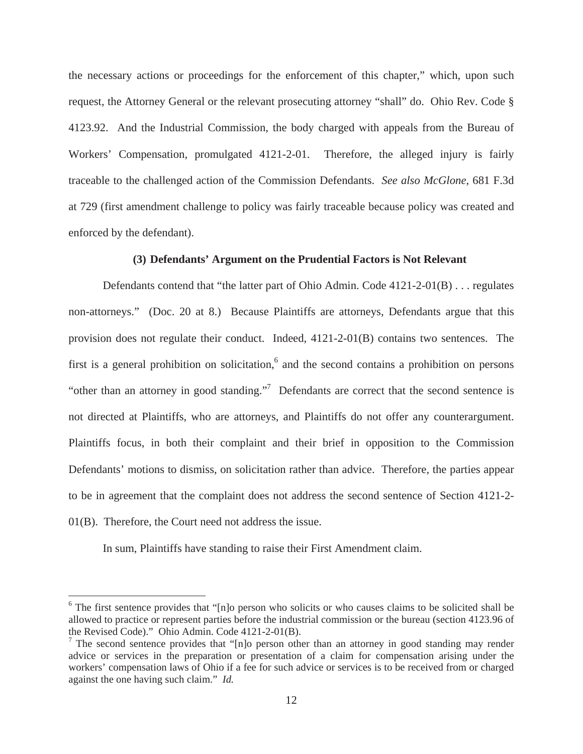the necessary actions or proceedings for the enforcement of this chapter," which, upon such request, the Attorney General or the relevant prosecuting attorney "shall" do. Ohio Rev. Code § 4123.92. And the Industrial Commission, the body charged with appeals from the Bureau of Workers' Compensation, promulgated 4121-2-01. Therefore, the alleged injury is fairly traceable to the challenged action of the Commission Defendants. *See also McGlone*, 681 F.3d at 729 (first amendment challenge to policy was fairly traceable because policy was created and enforced by the defendant).

**(3) Defendants' Argument on the Prudential Factors is Not Relevant**

Defendants contend that "the latter part of Ohio Admin. Code 4121-2-01(B) . . . regulates non-attorneys." (Doc. 20 at 8.) Because Plaintiffs are attorneys, Defendants argue that this provision does not regulate their conduct. Indeed, 4121-2-01(B) contains two sentences. The first is a general prohibition on solicitation,[6] and the second contains a prohibition on persons "other than an attorney in good standing."[7] Defendants are correct that the second sentence is not directed at Plaintiffs, who are attorneys, and Plaintiffs do not offer any counterargument. Plaintiffs focus, in both their complaint and their brief in opposition to the Commission Defendants' motions to dismiss, on solicitation rather than advice. Therefore, the parties appear to be in agreement that the complaint does not address the second sentence of Section 4121-2-01(B). Therefore, the Court need not address the issue.

In sum, Plaintiffs have standing to raise their First Amendment claim.

---

[6] The first sentence provides that "[n]o person who solicits or who causes claims to be solicited shall be allowed to practice or represent parties before the industrial commission or the bureau (section 4123.96 of the Revised Code)." Ohio Admin. Code 4121-2-01(B).

[7] The second sentence provides that "[n]o person other than an attorney in good standing may render advice or services in the preparation or presentation of a claim for compensation arising under the workers' compensation laws of Ohio if a fee for such advice or services is to be received from or charged against the one having such claim." *Id.*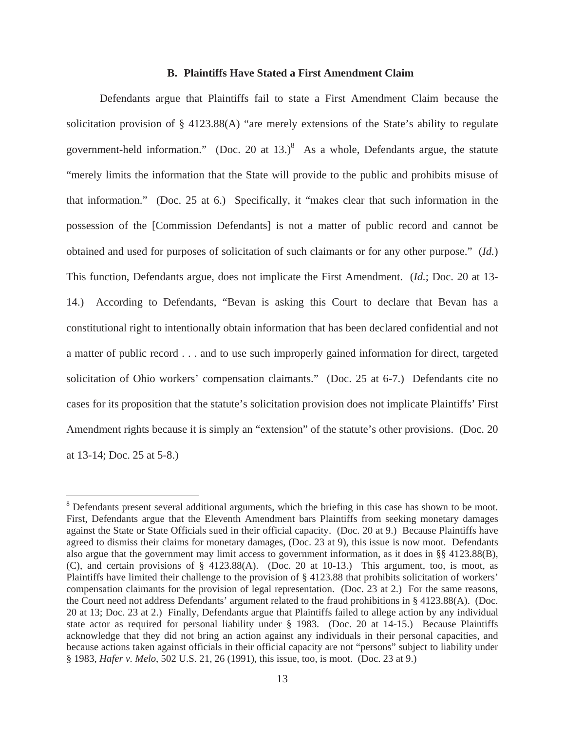### B. Plaintiffs Have Stated a First Amendment Claim

Defendants argue that Plaintiffs fail to state a First Amendment Claim because the solicitation provision of § 4123.88(A) "are merely extensions of the State's ability to regulate government-held information." (Doc. 20 at 13.)[8] As a whole, Defendants argue, the statute "merely limits the information that the State will provide to the public and prohibits misuse of that information." (Doc. 25 at 6.) Specifically, it "makes clear that such information in the possession of the [Commission Defendants] is not a matter of public record and cannot be obtained and used for purposes of solicitation of such claimants or for any other purpose." (*Id.*) This function, Defendants argue, does not implicate the First Amendment. (*Id.*; Doc. 20 at 13-14.) According to Defendants, "Bevan is asking this Court to declare that Bevan has a constitutional right to intentionally obtain information that has been declared confidential and not a matter of public record . . . and to use such improperly gained information for direct, targeted solicitation of Ohio workers' compensation claimants." (Doc. 25 at 6-7.) Defendants cite no cases for its proposition that the statute's solicitation provision does not implicate Plaintiffs' First Amendment rights because it is simply an "extension" of the statute's other provisions. (Doc. 20 at 13-14; Doc. 25 at 5-8.)

---

[8] Defendants present several additional arguments, which the briefing in this case has shown to be moot. First, Defendants argue that the Eleventh Amendment bars Plaintiffs from seeking monetary damages against the State or State Officials sued in their official capacity. (Doc. 20 at 9.) Because Plaintiffs have agreed to dismiss their claims for monetary damages, (Doc. 23 at 9), this issue is now moot. Defendants also argue that the government may limit access to government information, as it does in §§ 4123.88(B), (C), and certain provisions of § 4123.88(A). (Doc. 20 at 10-13.) This argument, too, is moot, as Plaintiffs have limited their challenge to the provision of § 4123.88 that prohibits solicitation of workers' compensation claimants for the provision of legal representation. (Doc. 23 at 2.) For the same reasons, the Court need not address Defendants' argument related to the fraud prohibitions in § 4123.88(A). (Doc. 20 at 13; Doc. 23 at 2.) Finally, Defendants argue that Plaintiffs failed to allege action by any individual state actor as required for personal liability under § 1983. (Doc. 20 at 14-15.) Because Plaintiffs acknowledge that they did not bring an action against any individuals in their personal capacities, and because actions taken against officials in their official capacity are not "persons" subject to liability under § 1983, *Hafer v. Melo*, 502 U.S. 21, 26 (1991), this issue, too, is moot. (Doc. 23 at 9.)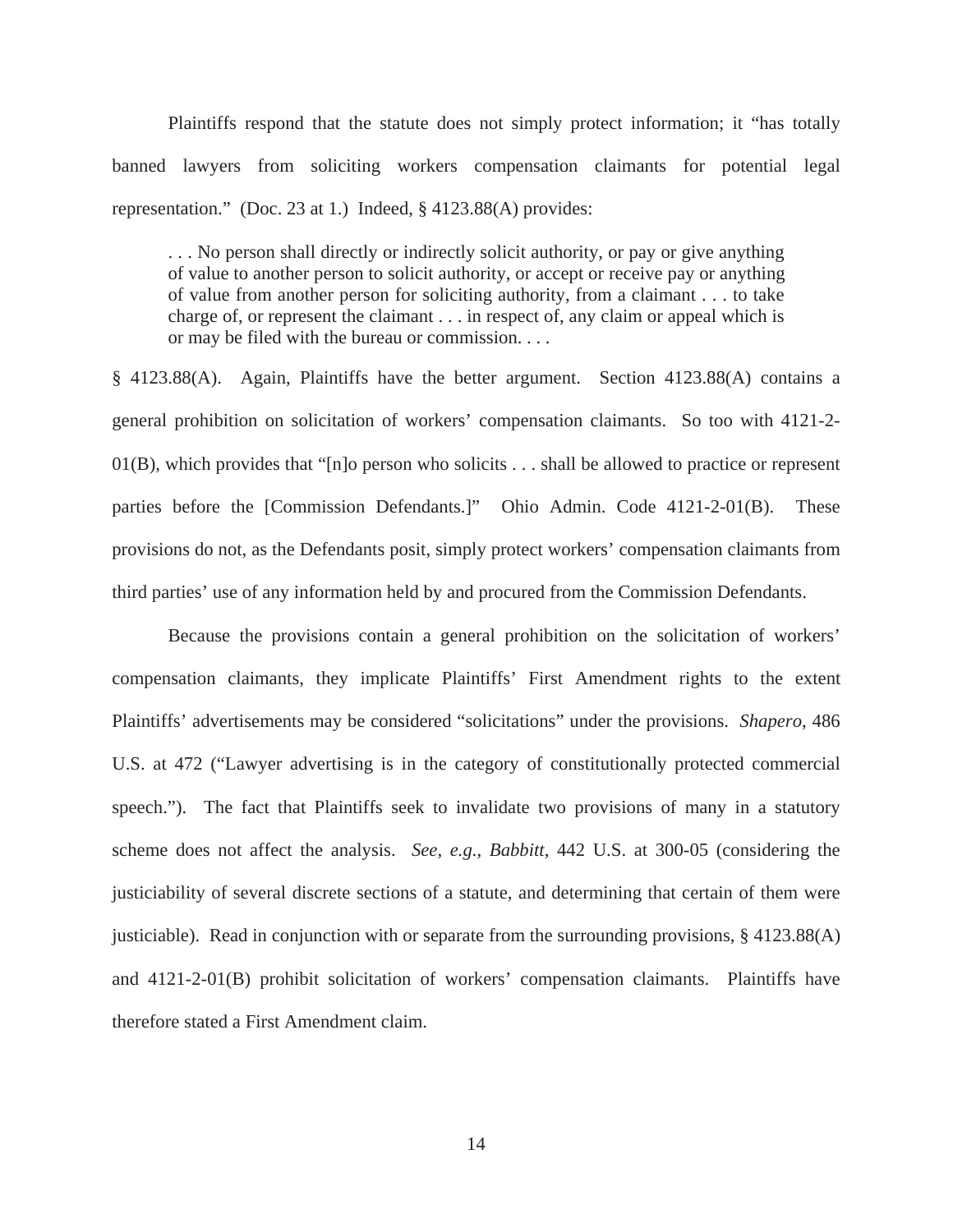Plaintiffs respond that the statute does not simply protect information; it "has totally banned lawyers from soliciting workers compensation claimants for potential legal representation." (Doc. 23 at 1.) Indeed, § 4123.88(A) provides:

> . . . No person shall directly or indirectly solicit authority, or pay or give anything of value to another person to solicit authority, or accept or receive pay or anything of value from another person for soliciting authority, from a claimant . . . to take charge of, or represent the claimant . . . in respect of, any claim or appeal which is or may be filed with the bureau or commission. . . .

§ 4123.88(A). Again, Plaintiffs have the better argument. Section 4123.88(A) contains a general prohibition on solicitation of workers' compensation claimants. So too with 4121-2-01(B), which provides that "[n]o person who solicits . . . shall be allowed to practice or represent parties before the [Commission Defendants.]" Ohio Admin. Code 4121-2-01(B). These provisions do not, as the Defendants posit, simply protect workers' compensation claimants from third parties' use of any information held by and procured from the Commission Defendants.

Because the provisions contain a general prohibition on the solicitation of workers' compensation claimants, they implicate Plaintiffs' First Amendment rights to the extent Plaintiffs' advertisements may be considered "solicitations" under the provisions. *Shapero*, 486 U.S. at 472 ("Lawyer advertising is in the category of constitutionally protected commercial speech."). The fact that Plaintiffs seek to invalidate two provisions of many in a statutory scheme does not affect the analysis. *See, e.g.*, *Babbitt*, 442 U.S. at 300-05 (considering the justiciability of several discrete sections of a statute, and determining that certain of them were justiciable). Read in conjunction with or separate from the surrounding provisions, § 4123.88(A) and 4121-2-01(B) prohibit solicitation of workers' compensation claimants. Plaintiffs have therefore stated a First Amendment claim.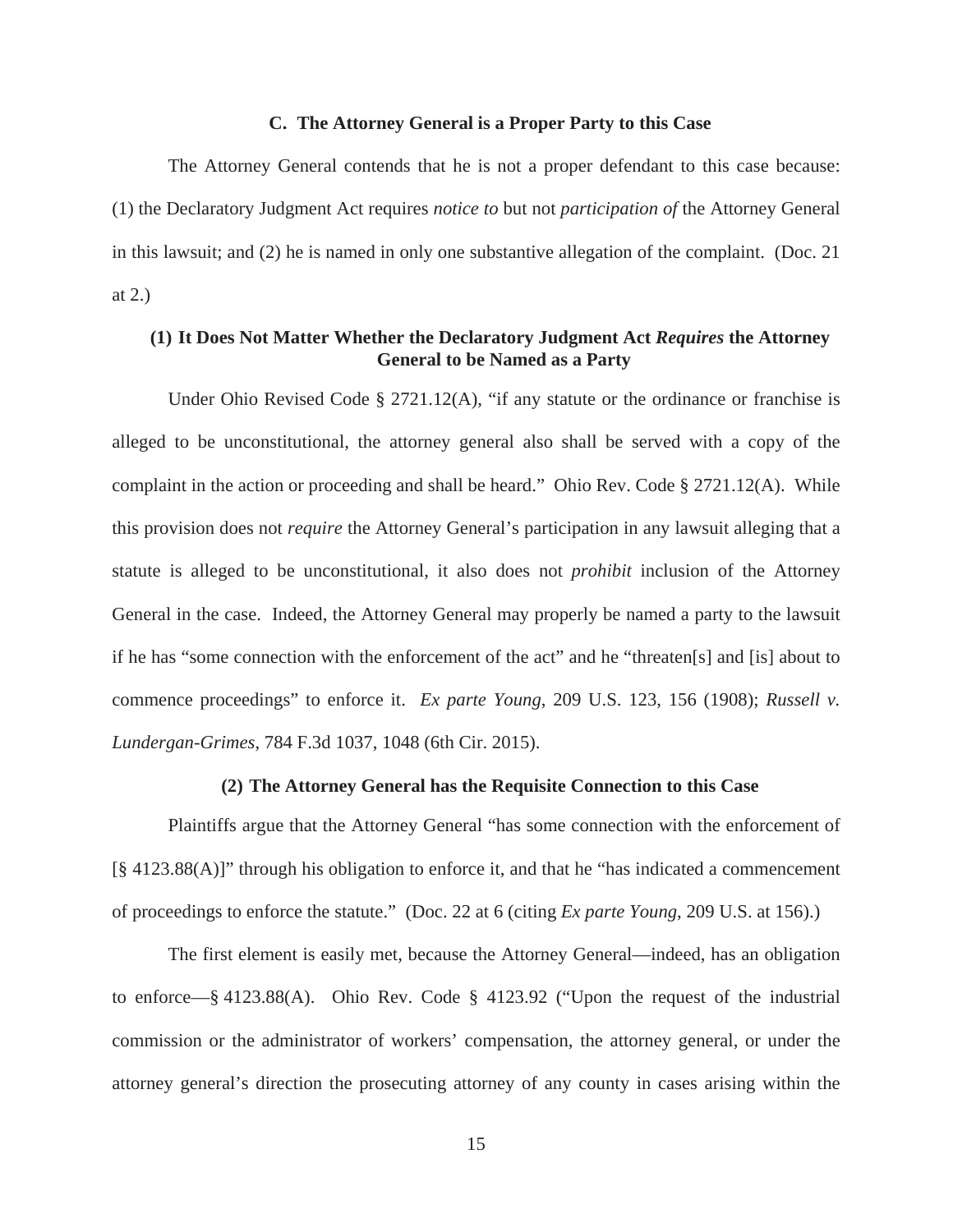### C. The Attorney General is a Proper Party to this Case

The Attorney General contends that he is not a proper defendant to this case because: (1) the Declaratory Judgment Act requires *notice to* but not *participation of* the Attorney General in this lawsuit; and (2) he is named in only one substantive allegation of the complaint. (Doc. 21 at 2.)

#### (1) It Does Not Matter Whether the Declaratory Judgment Act *Requires* the Attorney General to be Named as a Party

Under Ohio Revised Code § 2721.12(A), "if any statute or the ordinance or franchise is alleged to be unconstitutional, the attorney general also shall be served with a copy of the complaint in the action or proceeding and shall be heard." Ohio Rev. Code § 2721.12(A). While this provision does not *require* the Attorney General's participation in any lawsuit alleging that a statute is alleged to be unconstitutional, it also does not *prohibit* inclusion of the Attorney General in the case. Indeed, the Attorney General may properly be named a party to the lawsuit if he has "some connection with the enforcement of the act" and he "threaten[s] and [is] about to commence proceedings" to enforce it. *Ex parte Young*, 209 U.S. 123, 156 (1908); *Russell v. Lundergan-Grimes*, 784 F.3d 1037, 1048 (6th Cir. 2015).

#### (2) The Attorney General has the Requisite Connection to this Case

Plaintiffs argue that the Attorney General "has some connection with the enforcement of [§ 4123.88(A)]" through his obligation to enforce it, and that he "has indicated a commencement of proceedings to enforce the statute." (Doc. 22 at 6 (citing *Ex parte Young*, 209 U.S. at 156).)

The first element is easily met, because the Attorney General—indeed, has an obligation to enforce—§ 4123.88(A). Ohio Rev. Code § 4123.92 ("Upon the request of the industrial commission or the administrator of workers' compensation, the attorney general, or under the attorney general's direction the prosecuting attorney of any county in cases arising within the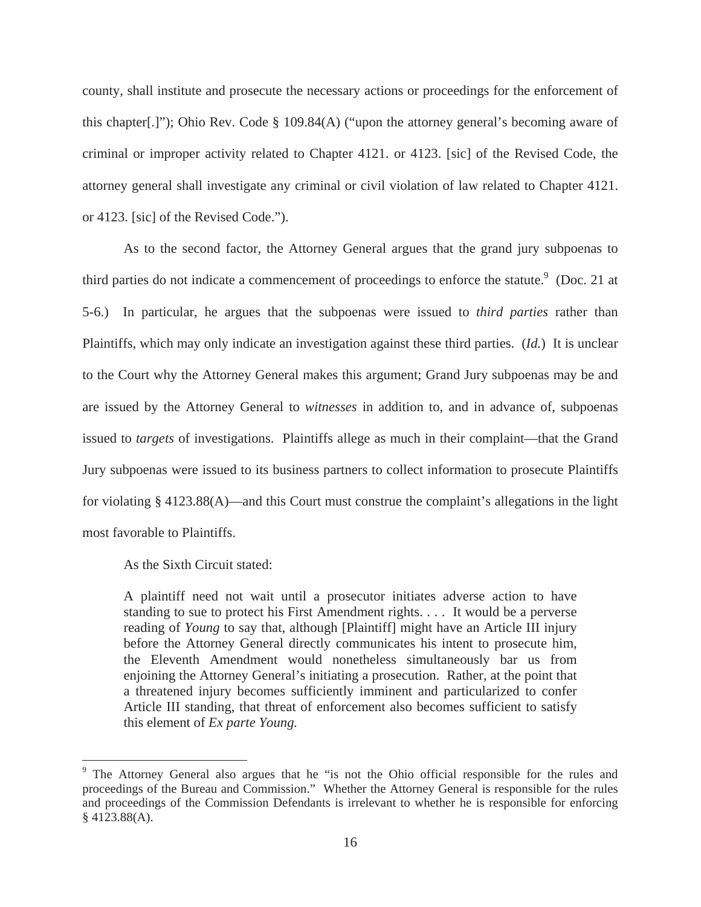county, shall institute and prosecute the necessary actions or proceedings for the enforcement of this chapter[.]"); Ohio Rev. Code § 109.84(A) ("upon the attorney general's becoming aware of criminal or improper activity related to Chapter 4121. or 4123. [sic] of the Revised Code, the attorney general shall investigate any criminal or civil violation of law related to Chapter 4121. or 4123. [sic] of the Revised Code.").

As to the second factor, the Attorney General argues that the grand jury subpoenas to third parties do not indicate a commencement of proceedings to enforce the statute.[9] (Doc. 21 at 5-6.) In particular, he argues that the subpoenas were issued to *third parties* rather than Plaintiffs, which may only indicate an investigation against these third parties. (*Id.*) It is unclear to the Court why the Attorney General makes this argument; Grand Jury subpoenas may be and are issued by the Attorney General to *witnesses* in addition to, and in advance of, subpoenas issued to *targets* of investigations. Plaintiffs allege as much in their complaint—that the Grand Jury subpoenas were issued to its business partners to collect information to prosecute Plaintiffs for violating § 4123.88(A)—and this Court must construe the complaint's allegations in the light most favorable to Plaintiffs.

As the Sixth Circuit stated:

> A plaintiff need not wait until a prosecutor initiates adverse action to have standing to sue to protect his First Amendment rights. . . . It would be a perverse reading of *Young* to say that, although [Plaintiff] might have an Article III injury before the Attorney General directly communicates his intent to prosecute him, the Eleventh Amendment would nonetheless simultaneously bar us from enjoining the Attorney General's initiating a prosecution. Rather, at the point that a threatened injury becomes sufficiently imminent and particularized to confer Article III standing, that threat of enforcement also becomes sufficient to satisfy this element of *Ex parte Young.*

---

[9] The Attorney General also argues that he "is not the Ohio official responsible for the rules and proceedings of the Bureau and Commission." Whether the Attorney General is responsible for the rules and proceedings of the Commission Defendants is irrelevant to whether he is responsible for enforcing § 4123.88(A).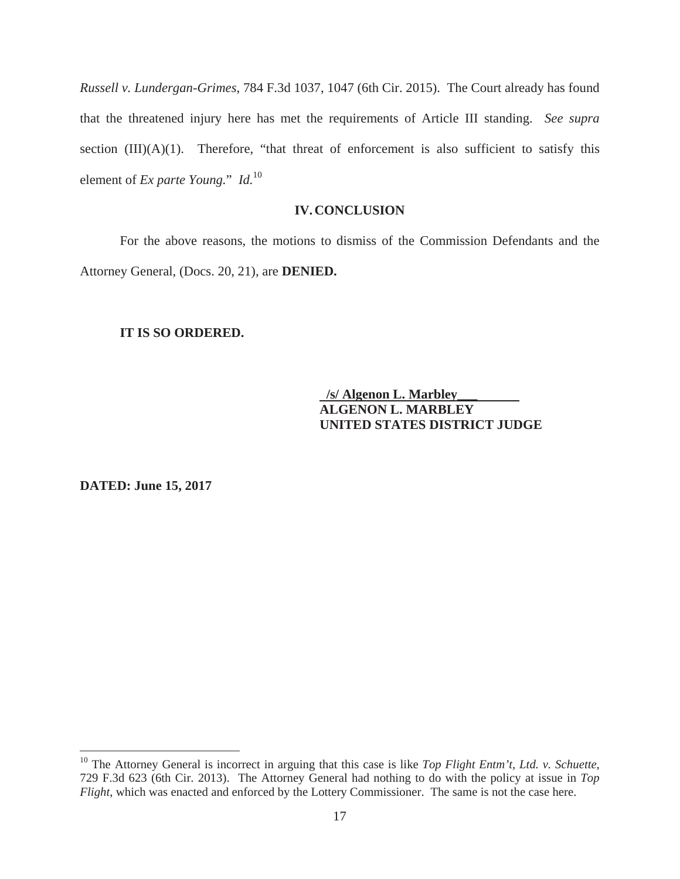*Russell v. Lundergan-Grimes*, 784 F.3d 1037, 1047 (6th Cir. 2015). The Court already has found that the threatened injury here has met the requirements of Article III standing. *See supra* section (III)(A)(1). Therefore, "that threat of enforcement is also sufficient to satisfy this element of *Ex parte Young.*" *Id.*[10]

## IV. CONCLUSION

For the above reasons, the motions to dismiss of the Commission Defendants and the Attorney General, (Docs. 20, 21), are **DENIED.**

**IT IS SO ORDERED.**

**/s/ Algenon L. Marbley**
**ALGENON L. MARBLEY**
**UNITED STATES DISTRICT JUDGE**

**DATED: June 15, 2017**

---

[10] The Attorney General is incorrect in arguing that this case is like *Top Flight Entm't, Ltd. v. Schuette*, 729 F.3d 623 (6th Cir. 2013). The Attorney General had nothing to do with the policy at issue in *Top Flight*, which was enacted and enforced by the Lottery Commissioner. The same is not the case here.